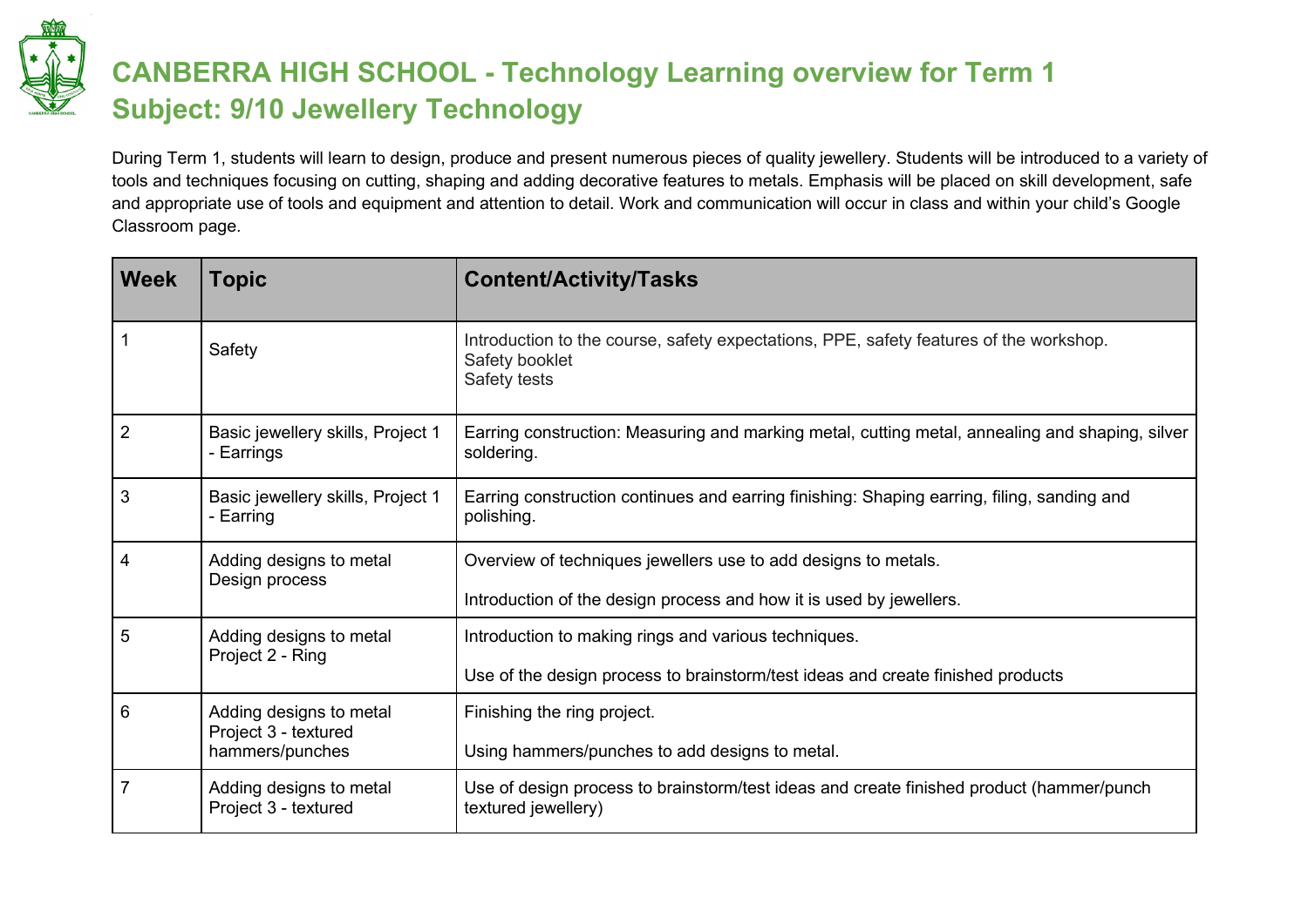# CANBERRA HIGH SCHOOL - Technology Learning overview for Term 1
# Subject: 9/10 Jewellery Technology

During Term 1, students will learn to design, produce and present numerous pieces of quality jewellery. Students will be introduced to a variety of tools and techniques focusing on cutting, shaping and adding decorative features to metals. Emphasis will be placed on skill development, safe and appropriate use of tools and equipment and attention to detail. Work and communication will occur in class and within your child's Google Classroom page.

| Week | Topic | Content/Activity/Tasks |
|---|---|---|
| 1 | Safety | Introduction to the course, safety expectations, PPE, safety features of the workshop.<br>Safety booklet<br>Safety tests |
| 2 | Basic jewellery skills, Project 1 - Earrings | Earring construction: Measuring and marking metal, cutting metal, annealing and shaping, silver soldering. |
| 3 | Basic jewellery skills, Project 1 - Earring | Earring construction continues and earring finishing: Shaping earring, filing, sanding and polishing. |
| 4 | Adding designs to metal<br>Design process | Overview of techniques jewellers use to add designs to metals.<br><br>Introduction of the design process and how it is used by jewellers. |
| 5 | Adding designs to metal<br>Project 2 - Ring | Introduction to making rings and various techniques.<br><br>Use of the design process to brainstorm/test ideas and create finished products |
| 6 | Adding designs to metal<br>Project 3 - textured hammers/punches | Finishing the ring project.<br><br>Using hammers/punches to add designs to metal. |
| 7 | Adding designs to metal<br>Project 3 - textured | Use of design process to brainstorm/test ideas and create finished product (hammer/punch textured jewellery) |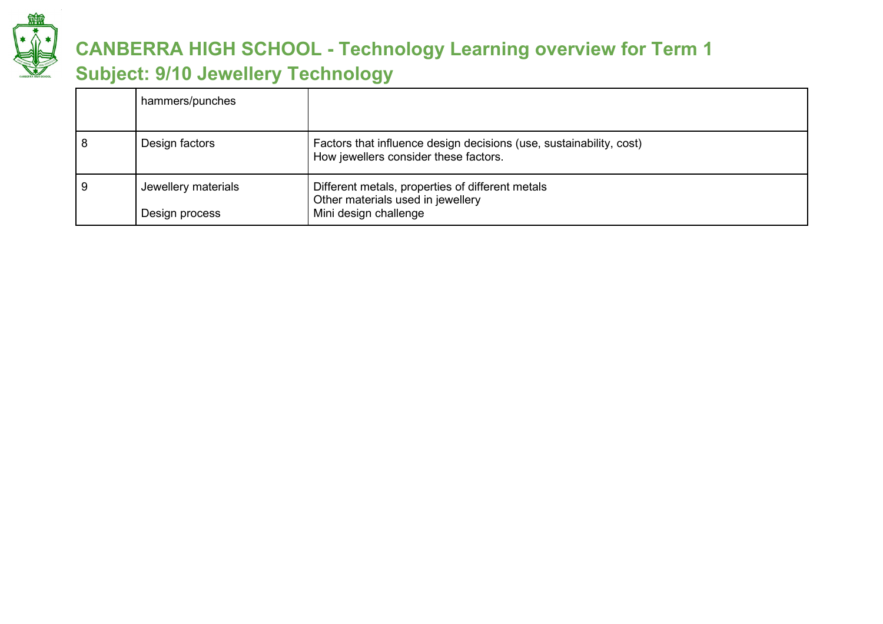# CANBERRA HIGH SCHOOL - Technology Learning overview for Term 1

## Subject: 9/10 Jewellery Technology

| | | |
|---|---|---|
| | hammers/punches | |
| 8 | Design factors | Factors that influence design decisions (use, sustainability, cost)<br>How jewellers consider these factors. |
| 9 | Jewellery materials<br><br>Design process | Different metals, properties of different metals<br>Other materials used in jewellery<br>Mini design challenge |